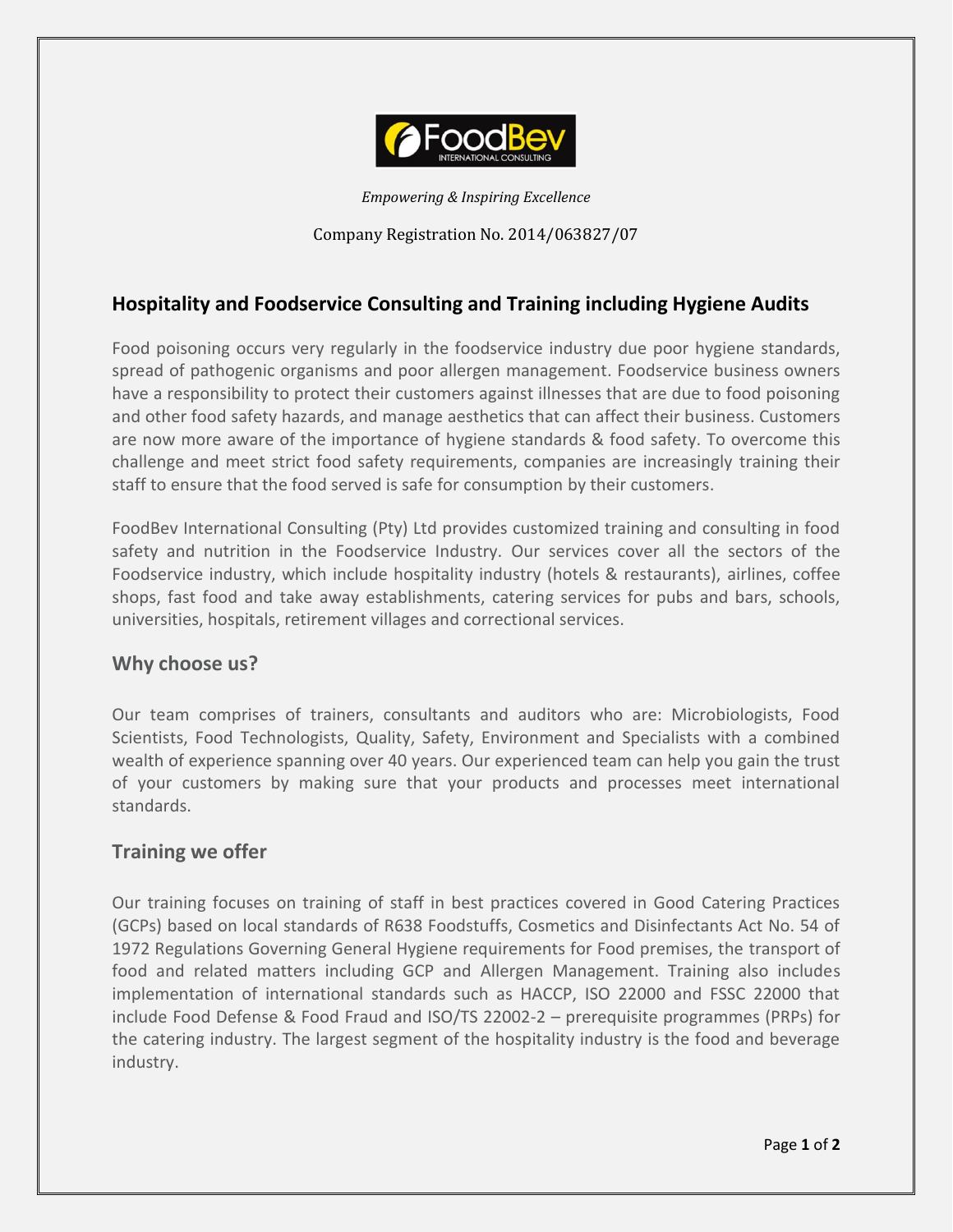*Empowering & Inspiring Excellence*

Company Registration No. 2014/063827/07

## Hospitality and Foodservice Consulting and Training including Hygiene Audits

Food poisoning occurs very regularly in the foodservice industry due poor hygiene standards, spread of pathogenic organisms and poor allergen management. Foodservice business owners have a responsibility to protect their customers against illnesses that are due to food poisoning and other food safety hazards, and manage aesthetics that can affect their business. Customers are now more aware of the importance of hygiene standards & food safety. To overcome this challenge and meet strict food safety requirements, companies are increasingly training their staff to ensure that the food served is safe for consumption by their customers.

FoodBev International Consulting (Pty) Ltd provides customized training and consulting in food safety and nutrition in the Foodservice Industry. Our services cover all the sectors of the Foodservice industry, which include hospitality industry (hotels & restaurants), airlines, coffee shops, fast food and take away establishments, catering services for pubs and bars, schools, universities, hospitals, retirement villages and correctional services.

### Why choose us?

Our team comprises of trainers, consultants and auditors who are: Microbiologists, Food Scientists, Food Technologists, Quality, Safety, Environment and Specialists with a combined wealth of experience spanning over 40 years. Our experienced team can help you gain the trust of your customers by making sure that your products and processes meet international standards.

### Training we offer

Our training focuses on training of staff in best practices covered in Good Catering Practices (GCPs) based on local standards of R638 Foodstuffs, Cosmetics and Disinfectants Act No. 54 of 1972 Regulations Governing General Hygiene requirements for Food premises, the transport of food and related matters including GCP and Allergen Management. Training also includes implementation of international standards such as HACCP, ISO 22000 and FSSC 22000 that include Food Defense & Food Fraud and ISO/TS 22002-2 – prerequisite programmes (PRPs) for the catering industry. The largest segment of the hospitality industry is the food and beverage industry.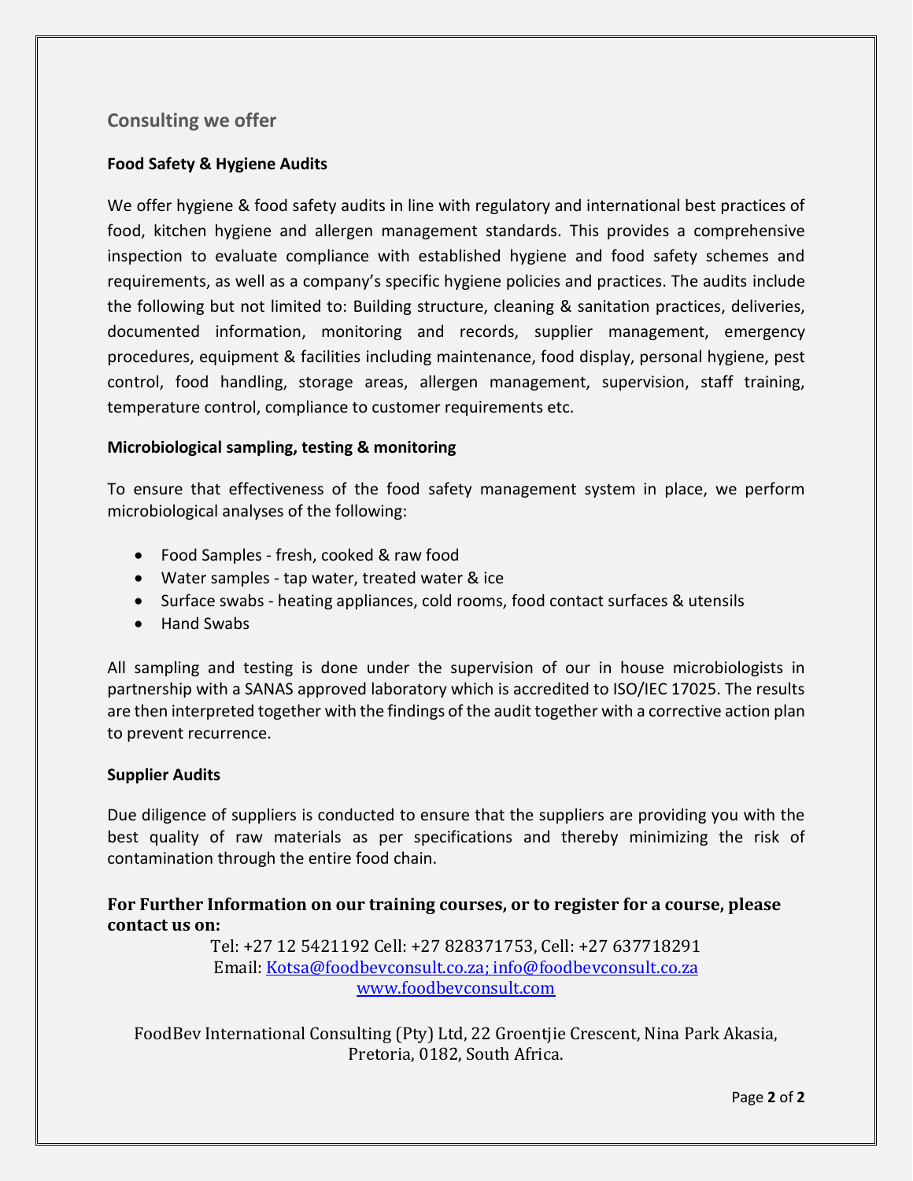## Consulting we offer

**Food Safety & Hygiene Audits**

We offer hygiene & food safety audits in line with regulatory and international best practices of food, kitchen hygiene and allergen management standards. This provides a comprehensive inspection to evaluate compliance with established hygiene and food safety schemes and requirements, as well as a company's specific hygiene policies and practices. The audits include the following but not limited to: Building structure, cleaning & sanitation practices, deliveries, documented information, monitoring and records, supplier management, emergency procedures, equipment & facilities including maintenance, food display, personal hygiene, pest control, food handling, storage areas, allergen management, supervision, staff training, temperature control, compliance to customer requirements etc.

**Microbiological sampling, testing & monitoring**

To ensure that effectiveness of the food safety management system in place, we perform microbiological analyses of the following:

- Food Samples - fresh, cooked & raw food
- Water samples - tap water, treated water & ice
- Surface swabs - heating appliances, cold rooms, food contact surfaces & utensils
- Hand Swabs

All sampling and testing is done under the supervision of our in house microbiologists in partnership with a SANAS approved laboratory which is accredited to ISO/IEC 17025. The results are then interpreted together with the findings of the audit together with a corrective action plan to prevent recurrence.

**Supplier Audits**

Due diligence of suppliers is conducted to ensure that the suppliers are providing you with the best quality of raw materials as per specifications and thereby minimizing the risk of contamination through the entire food chain.

**For Further Information on our training courses, or to register for a course, please contact us on:**

Tel: +27 12 5421192 Cell: +27 828371753, Cell: +27 637718291
Email: Kotsa@foodbevconsult.co.za; info@foodbevconsult.co.za
www.foodbevconsult.com

FoodBev International Consulting (Pty) Ltd, 22 Groentjie Crescent, Nina Park Akasia, Pretoria, 0182, South Africa.